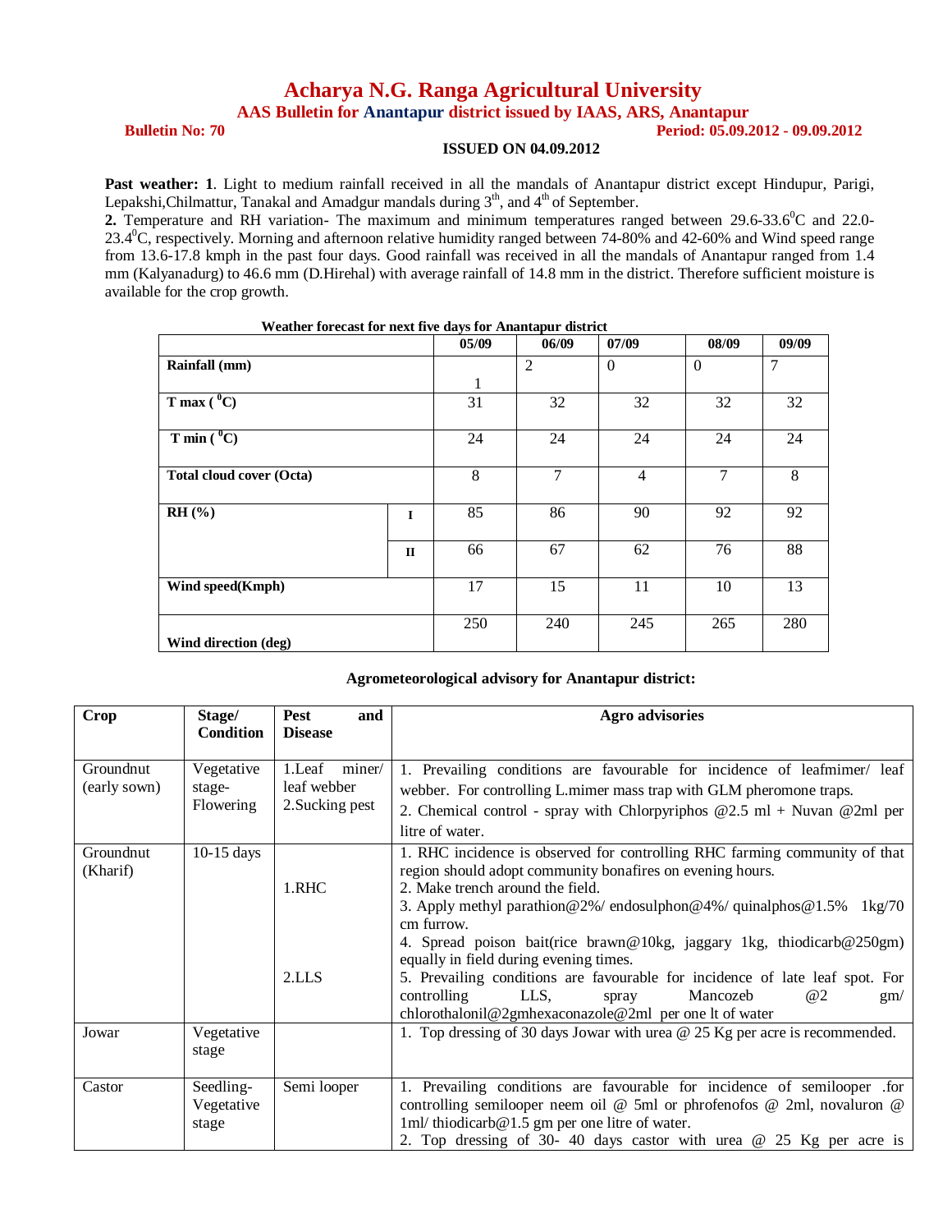# Acharya N.G. Ranga Agricultural University

## AAS Bulletin for Anantapur district issued by IAAS, ARS, Anantapur

**Bulletin No: 70** **Period: 05.09.2012 - 09.09.2012**

**ISSUED ON 04.09.2012**

**Past weather: 1**. Light to medium rainfall received in all the mandals of Anantapur district except Hindupur, Parigi, Lepakshi,Chilmattur, Tanakal and Amadgur mandals during 3[th], and 4[th] of September.

**2.** Temperature and RH variation- The maximum and minimum temperatures ranged between 29.6-33.6$^0$C and 22.0-23.4$^0$C, respectively. Morning and afternoon relative humidity ranged between 74-80% and 42-60% and Wind speed range from 13.6-17.8 kmph in the past four days. Good rainfall was received in all the mandals of Anantapur ranged from 1.4 mm (Kalyanadurg) to 46.6 mm (D.Hirehal) with average rainfall of 14.8 mm in the district. Therefore sufficient moisture is available for the crop growth.

**Weather forecast for next five days for Anantapur district**

| | | 05/09 | 06/09 | 07/09 | 08/09 | 09/09 |
|---|---|---|---|---|---|---|
| **Rainfall (mm)** | | 1 | 2 | 0 | 0 | 7 |
| **T max ($^0$C)** | | 31 | 32 | 32 | 32 | 32 |
| **T min ($^0$C)** | | 24 | 24 | 24 | 24 | 24 |
| **Total cloud cover (Octa)** | | 8 | 7 | 4 | 7 | 8 |
| **RH (%)** | **I** | 85 | 86 | 90 | 92 | 92 |
| | **II** | 66 | 67 | 62 | 76 | 88 |
| **Wind speed(Kmph)** | | 17 | 15 | 11 | 10 | 13 |
| **Wind direction (deg)** | | 250 | 240 | 245 | 265 | 280 |

**Agrometeorological advisory for Anantapur district:**

| Crop | Stage/ Condition | Pest and Disease | Agro advisories |
|---|---|---|---|
| Groundnut (early sown) | Vegetative stage- Flowering | 1.Leaf miner/ leaf webber<br>2.Sucking pest | 1. Prevailing conditions are favourable for incidence of leafmimer/ leaf webber. For controlling L.mimer mass trap with GLM pheromone traps.<br>2. Chemical control - spray with Chlorpyriphos @2.5 ml + Nuvan @2ml per litre of water. |
| Groundnut (Kharif) | 10-15 days | 1.RHC<br><br>2.LLS | 1. RHC incidence is observed for controlling RHC farming community of that region should adopt community bonafires on evening hours.<br>2. Make trench around the field.<br>3. Apply methyl parathion@2%/ endosulphon@4%/ quinalphos@1.5% 1kg/70 cm furrow.<br>4. Spread poison bait(rice brawn@10kg, jaggary 1kg, thiodicarb@250gm) equally in field during evening times.<br>5. Prevailing conditions are favourable for incidence of late leaf spot. For controlling LLS, spray Mancozeb @2 gm/ chlorothalonil@2gmhexaconazole@2ml per one lt of water |
| Jowar | Vegetative stage | | 1. Top dressing of 30 days Jowar with urea @ 25 Kg per acre is recommended. |
| Castor | Seedling- Vegetative stage | Semi looper | 1. Prevailing conditions are favourable for incidence of semilooper .for controlling semilooper neem oil @ 5ml or phrofenofos @ 2ml, novaluron @ 1ml/ thiodicarb@1.5 gm per one litre of water.<br>2. Top dressing of 30- 40 days castor with urea @ 25 Kg per acre is |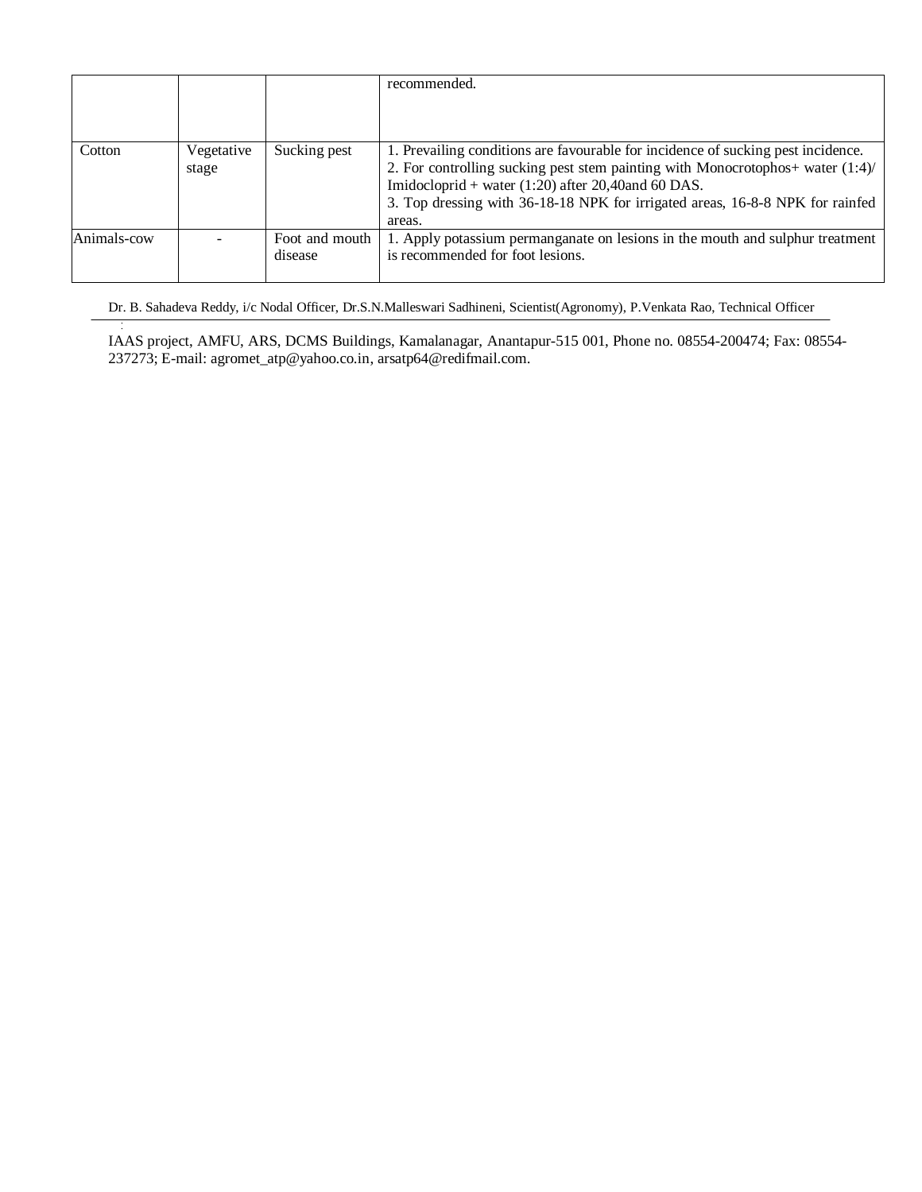| | | | |
|---|---|---|---|
| | | | recommended. |
| Cotton | Vegetative stage | Sucking pest | 1. Prevailing conditions are favourable for incidence of sucking pest incidence.<br>2. For controlling sucking pest stem painting with Monocrotophos+ water (1:4)/ Imidocloprid + water (1:20) after 20,40and 60 DAS.<br>3. Top dressing with 36-18-18 NPK for irrigated areas, 16-8-8 NPK for rainfed areas. |
| Animals-cow | - | Foot and mouth disease | 1. Apply potassium permanganate on lesions in the mouth and sulphur treatment is recommended for foot lesions. |

Dr. B. Sahadeva Reddy, i/c Nodal Officer, Dr.S.N.Malleswari Sadhineni, Scientist(Agronomy), P.Venkata Rao, Technical Officer

IAAS project, AMFU, ARS, DCMS Buildings, Kamalanagar, Anantapur-515 001, Phone no. 08554-200474; Fax: 08554-237273; E-mail: agromet_atp@yahoo.co.in, arsatp64@redifmail.com.